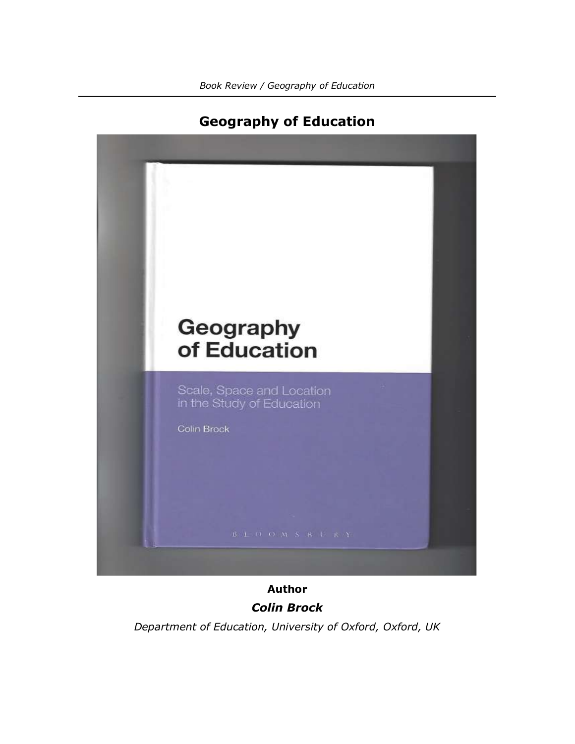# Geography of Education

**Author**

***Colin Brock***

*Department of Education, University of Oxford, Oxford, UK*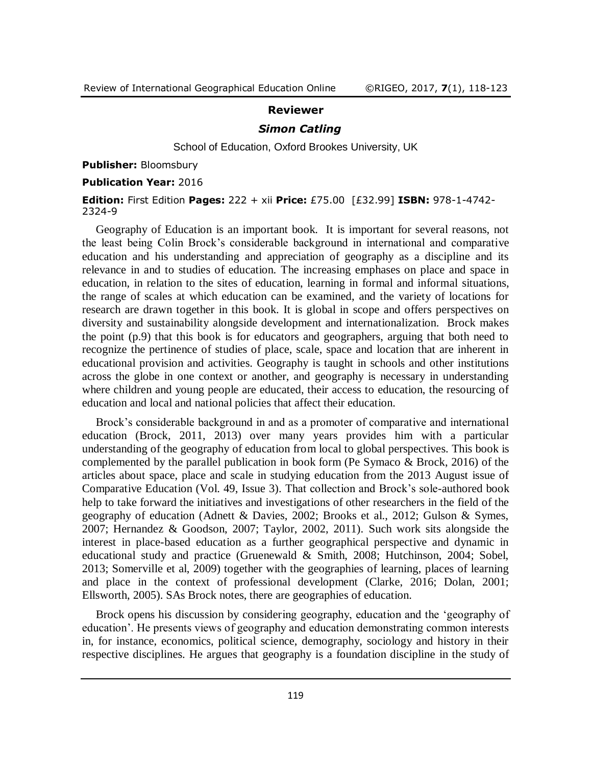**Reviewer**

***Simon Catling***

School of Education, Oxford Brookes University, UK

**Publisher:** Bloomsbury

**Publication Year:** 2016

**Edition:** First Edition **Pages:** 222 + xii **Price:** £75.00 [£32.99] **ISBN:** 978-1-4742-2324-9

Geography of Education is an important book. It is important for several reasons, not the least being Colin Brock's considerable background in international and comparative education and his understanding and appreciation of geography as a discipline and its relevance in and to studies of education. The increasing emphases on place and space in education, in relation to the sites of education, learning in formal and informal situations, the range of scales at which education can be examined, and the variety of locations for research are drawn together in this book. It is global in scope and offers perspectives on diversity and sustainability alongside development and internationalization. Brock makes the point (p.9) that this book is for educators and geographers, arguing that both need to recognize the pertinence of studies of place, scale, space and location that are inherent in educational provision and activities. Geography is taught in schools and other institutions across the globe in one context or another, and geography is necessary in understanding where children and young people are educated, their access to education, the resourcing of education and local and national policies that affect their education.

Brock's considerable background in and as a promoter of comparative and international education (Brock, 2011, 2013) over many years provides him with a particular understanding of the geography of education from local to global perspectives. This book is complemented by the parallel publication in book form (Pe Symaco & Brock, 2016) of the articles about space, place and scale in studying education from the 2013 August issue of Comparative Education (Vol. 49, Issue 3). That collection and Brock's sole-authored book help to take forward the initiatives and investigations of other researchers in the field of the geography of education (Adnett & Davies, 2002; Brooks et al., 2012; Gulson & Symes, 2007; Hernandez & Goodson, 2007; Taylor, 2002, 2011). Such work sits alongside the interest in place-based education as a further geographical perspective and dynamic in educational study and practice (Gruenewald & Smith, 2008; Hutchinson, 2004; Sobel, 2013; Somerville et al, 2009) together with the geographies of learning, places of learning and place in the context of professional development (Clarke, 2016; Dolan, 2001; Ellsworth, 2005). SAs Brock notes, there are geographies of education.

Brock opens his discussion by considering geography, education and the 'geography of education'. He presents views of geography and education demonstrating common interests in, for instance, economics, political science, demography, sociology and history in their respective disciplines. He argues that geography is a foundation discipline in the study of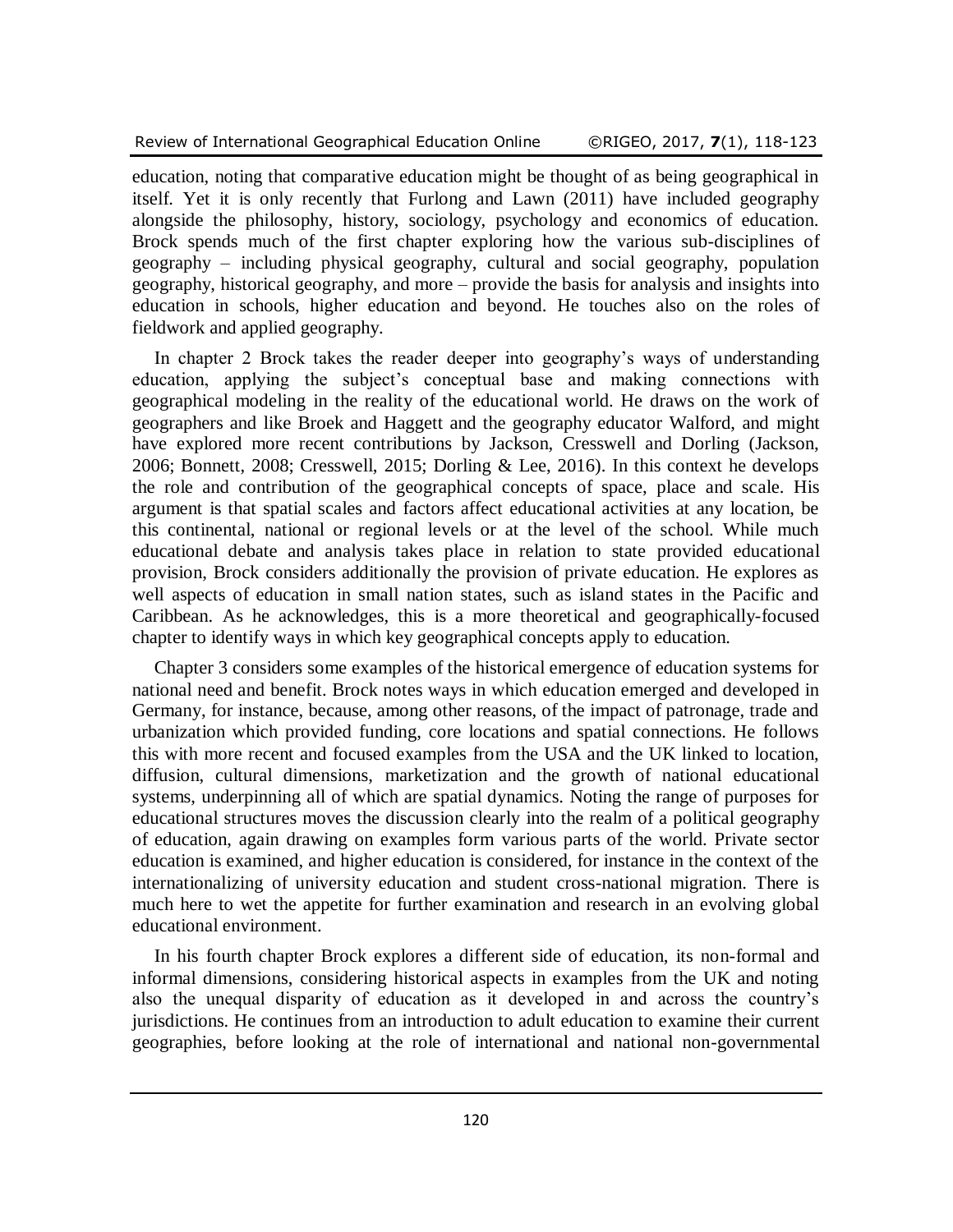education, noting that comparative education might be thought of as being geographical in itself. Yet it is only recently that Furlong and Lawn (2011) have included geography alongside the philosophy, history, sociology, psychology and economics of education. Brock spends much of the first chapter exploring how the various sub-disciplines of geography – including physical geography, cultural and social geography, population geography, historical geography, and more – provide the basis for analysis and insights into education in schools, higher education and beyond. He touches also on the roles of fieldwork and applied geography.

In chapter 2 Brock takes the reader deeper into geography's ways of understanding education, applying the subject's conceptual base and making connections with geographical modeling in the reality of the educational world. He draws on the work of geographers and like Broek and Haggett and the geography educator Walford, and might have explored more recent contributions by Jackson, Cresswell and Dorling (Jackson, 2006; Bonnett, 2008; Cresswell, 2015; Dorling & Lee, 2016). In this context he develops the role and contribution of the geographical concepts of space, place and scale. His argument is that spatial scales and factors affect educational activities at any location, be this continental, national or regional levels or at the level of the school. While much educational debate and analysis takes place in relation to state provided educational provision, Brock considers additionally the provision of private education. He explores as well aspects of education in small nation states, such as island states in the Pacific and Caribbean. As he acknowledges, this is a more theoretical and geographically-focused chapter to identify ways in which key geographical concepts apply to education.

Chapter 3 considers some examples of the historical emergence of education systems for national need and benefit. Brock notes ways in which education emerged and developed in Germany, for instance, because, among other reasons, of the impact of patronage, trade and urbanization which provided funding, core locations and spatial connections. He follows this with more recent and focused examples from the USA and the UK linked to location, diffusion, cultural dimensions, marketization and the growth of national educational systems, underpinning all of which are spatial dynamics. Noting the range of purposes for educational structures moves the discussion clearly into the realm of a political geography of education, again drawing on examples form various parts of the world. Private sector education is examined, and higher education is considered, for instance in the context of the internationalizing of university education and student cross-national migration. There is much here to wet the appetite for further examination and research in an evolving global educational environment.

In his fourth chapter Brock explores a different side of education, its non-formal and informal dimensions, considering historical aspects in examples from the UK and noting also the unequal disparity of education as it developed in and across the country's jurisdictions. He continues from an introduction to adult education to examine their current geographies, before looking at the role of international and national non-governmental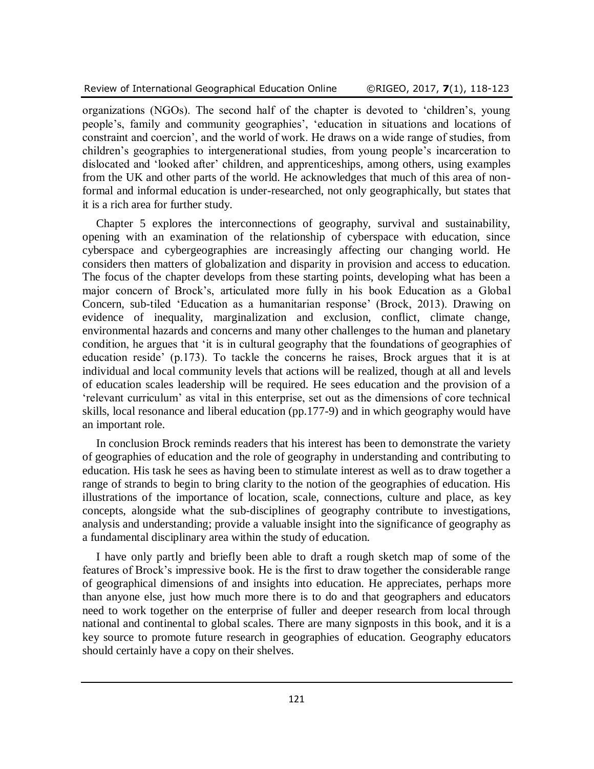organizations (NGOs). The second half of the chapter is devoted to 'children's, young people's, family and community geographies', 'education in situations and locations of constraint and coercion', and the world of work. He draws on a wide range of studies, from children's geographies to intergenerational studies, from young people's incarceration to dislocated and 'looked after' children, and apprenticeships, among others, using examples from the UK and other parts of the world. He acknowledges that much of this area of non-formal and informal education is under-researched, not only geographically, but states that it is a rich area for further study.

Chapter 5 explores the interconnections of geography, survival and sustainability, opening with an examination of the relationship of cyberspace with education, since cyberspace and cybergeographies are increasingly affecting our changing world. He considers then matters of globalization and disparity in provision and access to education. The focus of the chapter develops from these starting points, developing what has been a major concern of Brock's, articulated more fully in his book Education as a Global Concern, sub-tiled 'Education as a humanitarian response' (Brock, 2013). Drawing on evidence of inequality, marginalization and exclusion, conflict, climate change, environmental hazards and concerns and many other challenges to the human and planetary condition, he argues that 'it is in cultural geography that the foundations of geographies of education reside' (p.173). To tackle the concerns he raises, Brock argues that it is at individual and local community levels that actions will be realized, though at all and levels of education scales leadership will be required. He sees education and the provision of a 'relevant curriculum' as vital in this enterprise, set out as the dimensions of core technical skills, local resonance and liberal education (pp.177-9) and in which geography would have an important role.

In conclusion Brock reminds readers that his interest has been to demonstrate the variety of geographies of education and the role of geography in understanding and contributing to education. His task he sees as having been to stimulate interest as well as to draw together a range of strands to begin to bring clarity to the notion of the geographies of education. His illustrations of the importance of location, scale, connections, culture and place, as key concepts, alongside what the sub-disciplines of geography contribute to investigations, analysis and understanding; provide a valuable insight into the significance of geography as a fundamental disciplinary area within the study of education.

I have only partly and briefly been able to draft a rough sketch map of some of the features of Brock's impressive book. He is the first to draw together the considerable range of geographical dimensions of and insights into education. He appreciates, perhaps more than anyone else, just how much more there is to do and that geographers and educators need to work together on the enterprise of fuller and deeper research from local through national and continental to global scales. There are many signposts in this book, and it is a key source to promote future research in geographies of education. Geography educators should certainly have a copy on their shelves.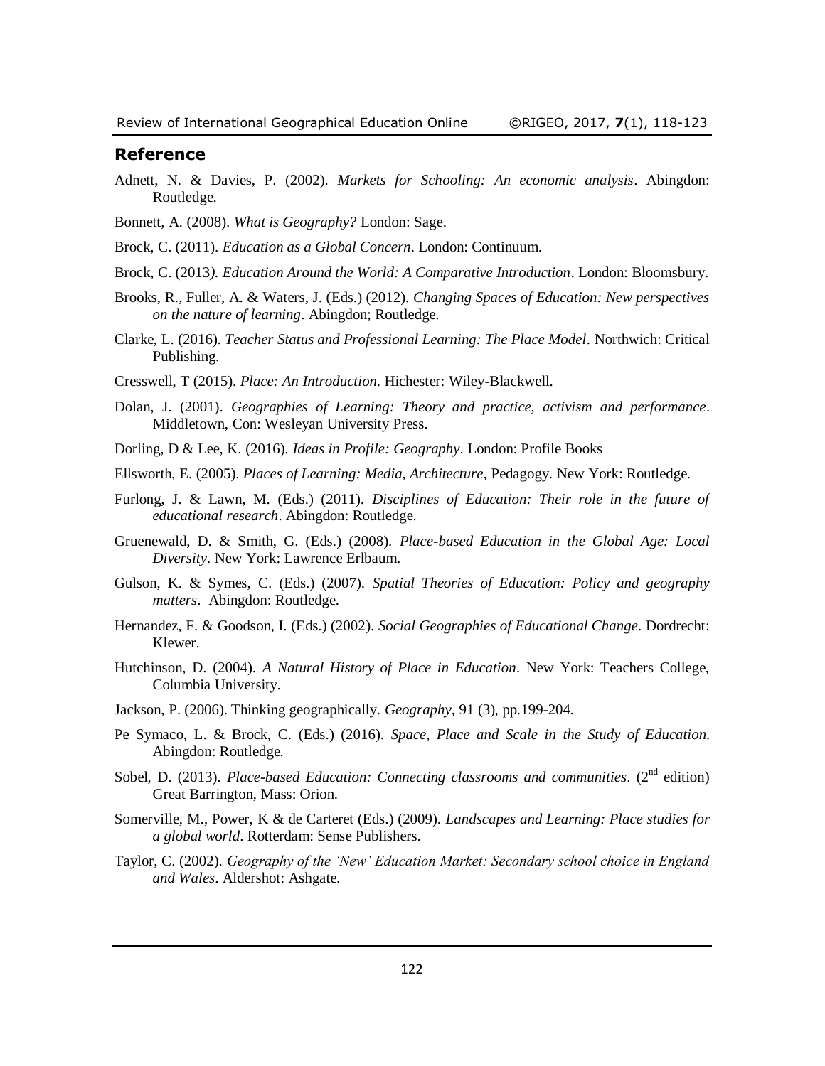## Reference

Adnett, N. & Davies, P. (2002). *Markets for Schooling: An economic analysis*. Abingdon: Routledge.

Bonnett, A. (2008). *What is Geography?* London: Sage.

Brock, C. (2011). *Education as a Global Concern*. London: Continuum.

Brock, C. (2013*). Education Around the World: A Comparative Introduction*. London: Bloomsbury.

Brooks, R., Fuller, A. & Waters, J. (Eds.) (2012). *Changing Spaces of Education: New perspectives on the nature of learning*. Abingdon; Routledge.

Clarke, L. (2016). *Teacher Status and Professional Learning: The Place Model*. Northwich: Critical Publishing.

Cresswell, T (2015). *Place: An Introduction.* Hichester: Wiley-Blackwell.

Dolan, J. (2001). *Geographies of Learning: Theory and practice, activism and performance*. Middletown, Con: Wesleyan University Press.

Dorling, D & Lee, K. (2016). *Ideas in Profile: Geography*. London: Profile Books

Ellsworth, E. (2005). *Places of Learning: Media, Architecture*, Pedagogy. New York: Routledge.

Furlong, J. & Lawn, M. (Eds.) (2011). *Disciplines of Education: Their role in the future of educational research*. Abingdon: Routledge.

Gruenewald, D. & Smith, G. (Eds.) (2008). *Place-based Education in the Global Age: Local Diversity*. New York: Lawrence Erlbaum.

Gulson, K. & Symes, C. (Eds.) (2007). *Spatial Theories of Education: Policy and geography matters*. Abingdon: Routledge.

Hernandez, F. & Goodson, I. (Eds.) (2002). *Social Geographies of Educational Change*. Dordrecht: Klewer.

Hutchinson, D. (2004). *A Natural History of Place in Education*. New York: Teachers College, Columbia University.

Jackson, P. (2006). Thinking geographically. *Geography*, 91 (3), pp.199-204.

Pe Symaco, L. & Brock, C. (Eds.) (2016). *Space, Place and Scale in the Study of Education*. Abingdon: Routledge.

Sobel, D. (2013). *Place-based Education: Connecting classrooms and communities*. (2nd edition) Great Barrington, Mass: Orion.

Somerville, M., Power, K & de Carteret (Eds.) (2009). *Landscapes and Learning: Place studies for a global world*. Rotterdam: Sense Publishers.

Taylor, C. (2002). *Geography of the 'New' Education Market: Secondary school choice in England and Wales*. Aldershot: Ashgate.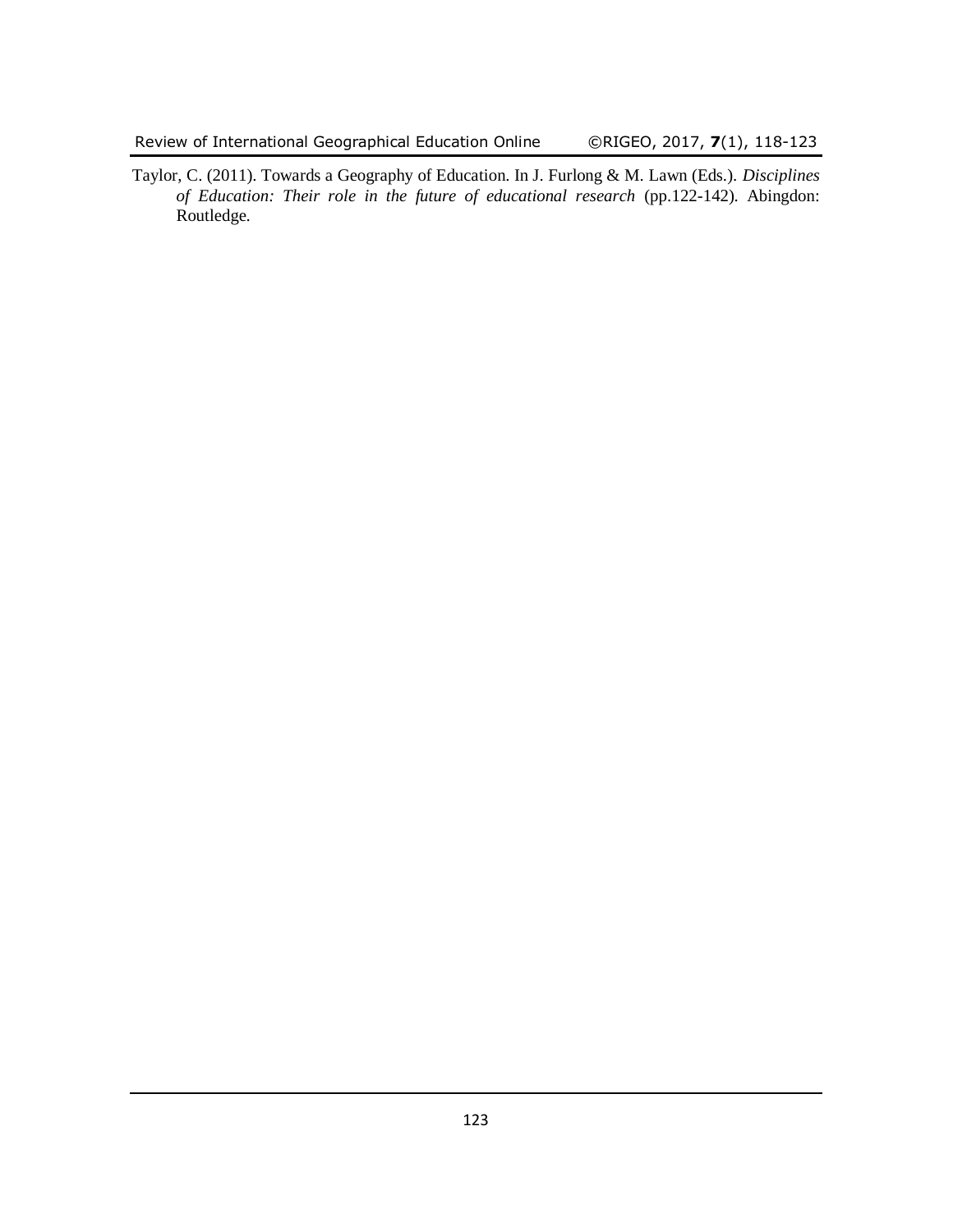Taylor, C. (2011). Towards a Geography of Education. In J. Furlong & M. Lawn (Eds.). *Disciplines of Education: Their role in the future of educational research* (pp.122-142). Abingdon: Routledge.